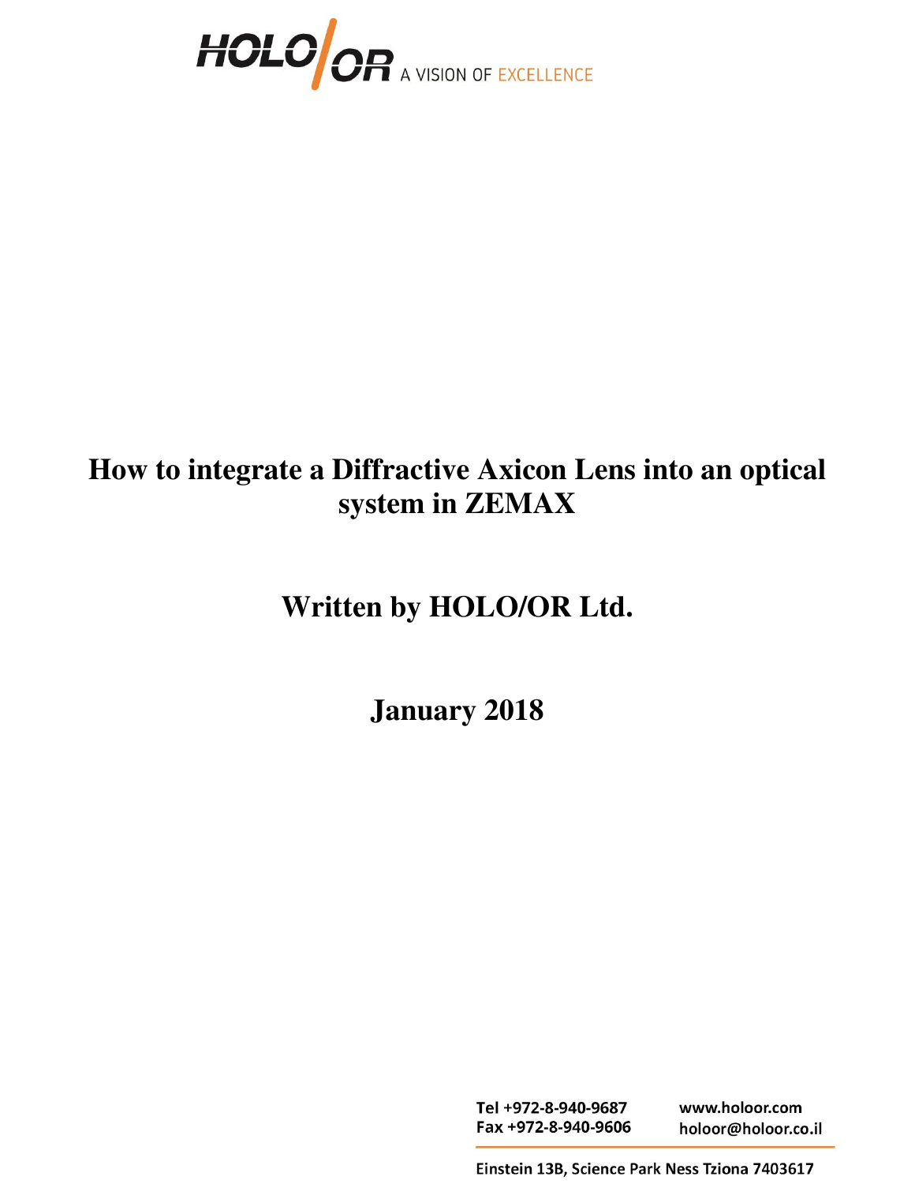HOLO/OR A VISION OF EXCELLENCE

# How to integrate a Diffractive Axicon Lens into an optical system in ZEMAX

## Written by HOLO/OR Ltd.

## January 2018

Tel +972-8-940-9687
Fax +972-8-940-9606

www.holoor.com
holoor@holoor.co.il

Einstein 13B, Science Park Ness Tziona 7403617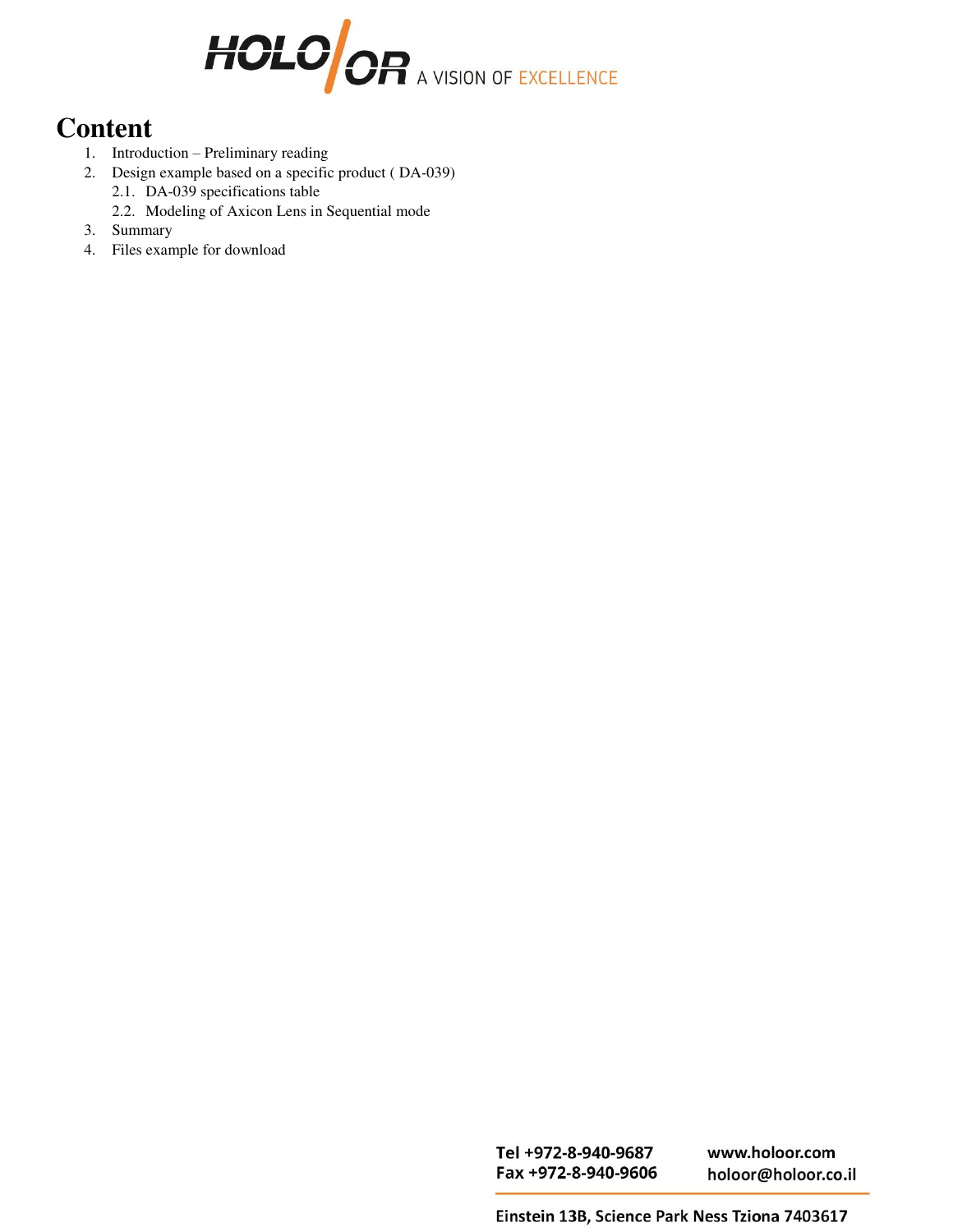# Content

1. Introduction – Preliminary reading
2. Design example based on a specific product ( DA-039)
   2.1. DA-039 specifications table
   2.2. Modeling of Axicon Lens in Sequential mode
3. Summary
4. Files example for download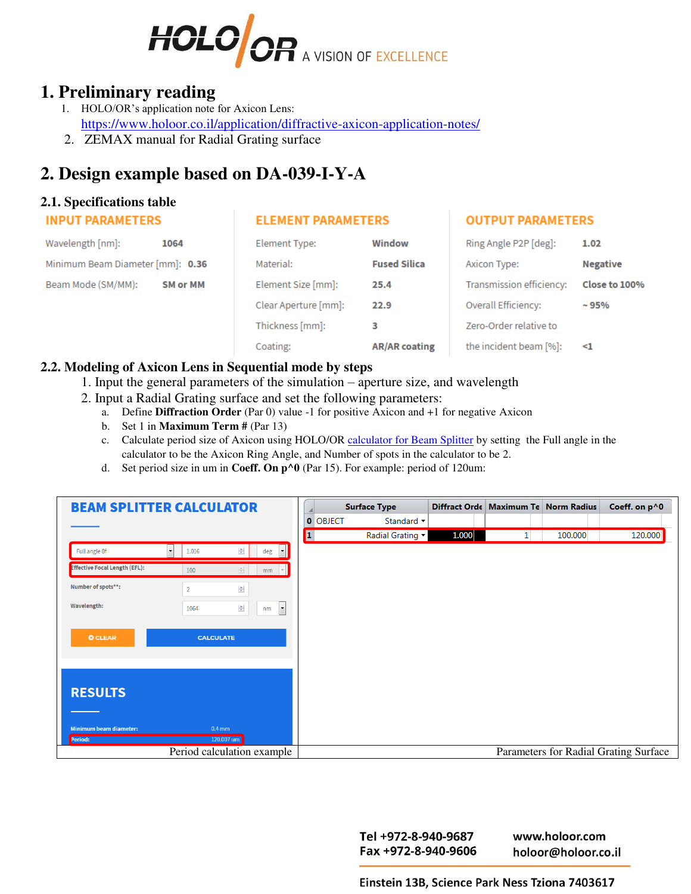# 1. Preliminary reading

1. HOLO/OR's application note for Axicon Lens: https://www.holoor.co.il/application/diffractive-axicon-application-notes/
2. ZEMAX manual for Radial Grating surface

# 2. Design example based on DA-039-I-Y-A

## 2.1. Specifications table

| INPUT PARAMETERS | | ELEMENT PARAMETERS | | OUTPUT PARAMETERS | |
|---|---|---|---|---|---|
| Wavelength [nm]: | 1064 | Element Type: | Window | Ring Angle P2P [deg]: | 1.02 |
| Minimum Beam Diameter [mm]: | 0.36 | Material: | Fused Silica | Axicon Type: | Negative |
| Beam Mode (SM/MM): | SM or MM | Element Size [mm]: | 25.4 | Transmission efficiency: | Close to 100% |
| | | Clear Aperture [mm]: | 22.9 | Overall Efficiency: | ~ 95% |
| | | Thickness [mm]: | 3 | Zero-Order relative to the incident beam [%]: | <1 |
| | | Coating: | AR/AR coating | | |

## 2.2. Modeling of Axicon Lens in Sequential mode by steps

1. Input the general parameters of the simulation – aperture size, and wavelength
2. Input a Radial Grating surface and set the following parameters:
   a. Define **Diffraction Order** (Par 0) value -1 for positive Axicon and +1 for negative Axicon
   b. Set 1 in **Maximum Term #** (Par 13)
   c. Calculate period size of Axicon using HOLO/OR calculator for Beam Splitter by setting the Full angle in the calculator to be the Axicon Ring Angle, and Number of spots in the calculator to be 2.
   d. Set period size in um in **Coeff. On p^0** (Par 15). For example: period of 120um:

| BEAM SPLITTER CALCULATOR | | | Surface Type | | Diffract Orde | Maximum Te | Norm Radius | Coeff. on p^0 |
|---|---|---|---|---|---|---|---|---|
| Full angle θf | 1.016 | deg | 0 OBJECT | Standard | | | | |
| Effective Focal Length (EFL): | 100 | mm | 1 | Radial Grating | 1.000 | 1 | 100.000 | 120.000 |
| Number of spots**: | 2 | | | | | | | |
| Wavelength: | 1064 | nm | | | | | | |
| RESULTS | | | | | | | | |
| Minimum beam diameter: | 0.4 mm | | | | | | | |
| Period: | 120.007 um | | | | | | | |

Period calculation example — Parameters for Radial Grating Surface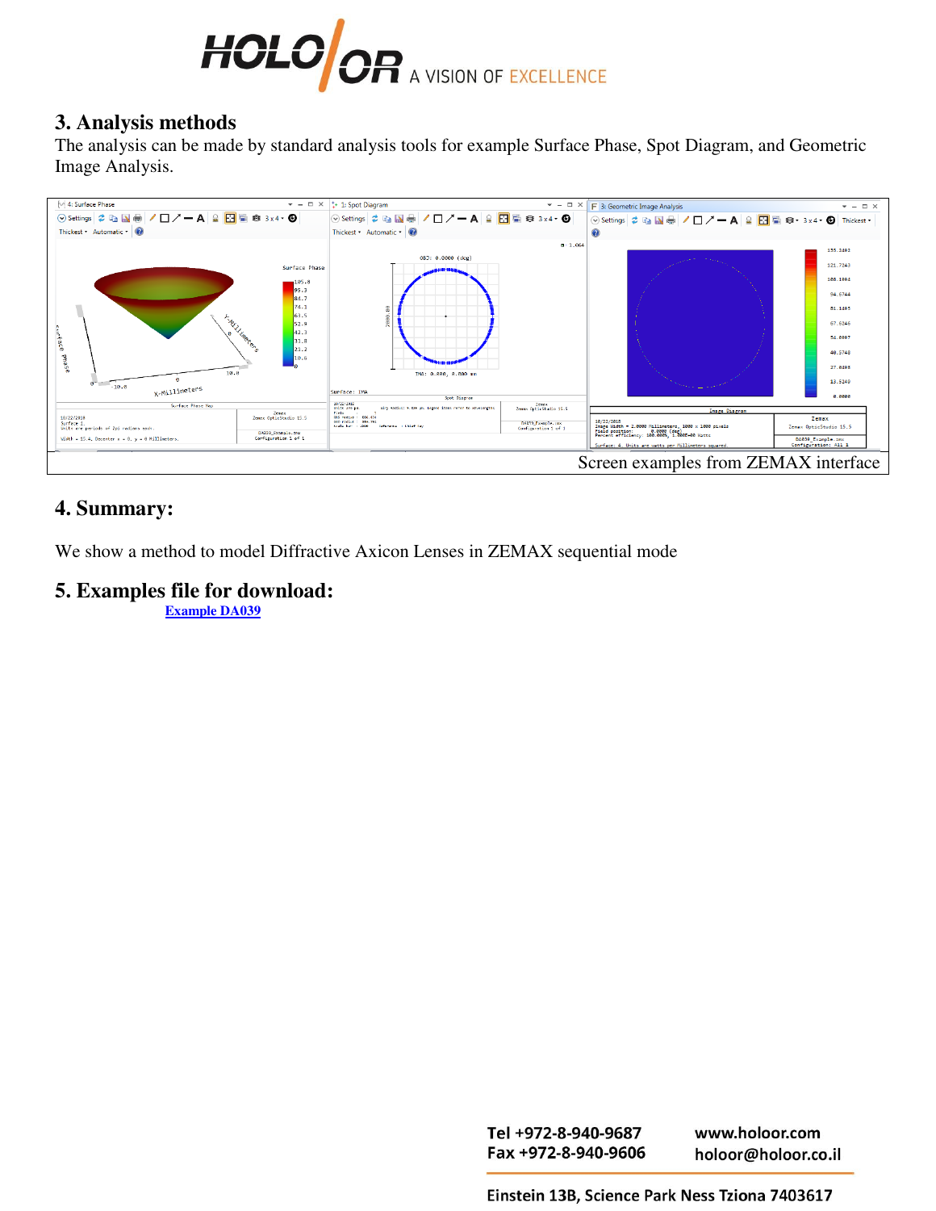## 3. Analysis methods

The analysis can be made by standard analysis tools for example Surface Phase, Spot Diagram, and Geometric Image Analysis.

Screen examples from ZEMAX interface

## 4. Summary:

We show a method to model Diffractive Axicon Lenses in ZEMAX sequential mode

## 5. Examples file for download:

**Example DA039**